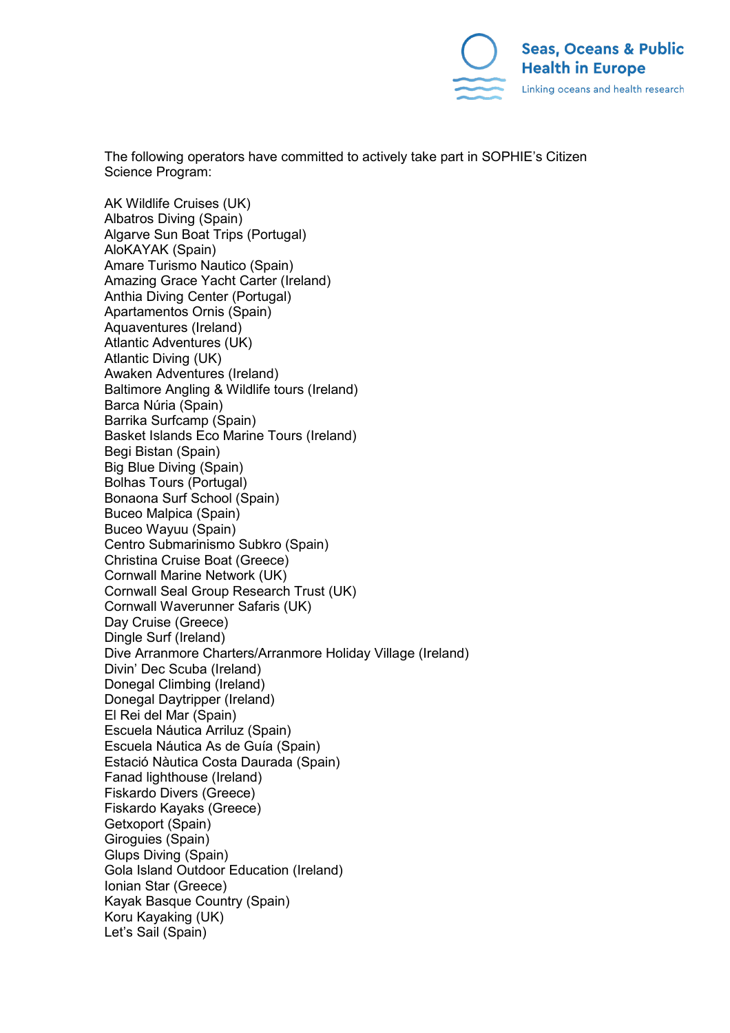The following operators have committed to actively take part in SOPHIE's Citizen Science Program:

AK Wildlife Cruises (UK)
Albatros Diving (Spain)
Algarve Sun Boat Trips (Portugal)
AloKAYAK (Spain)
Amare Turismo Nautico (Spain)
Amazing Grace Yacht Carter (Ireland)
Anthia Diving Center (Portugal)
Apartamentos Ornis (Spain)
Aquaventures (Ireland)
Atlantic Adventures (UK)
Atlantic Diving (UK)
Awaken Adventures (Ireland)
Baltimore Angling & Wildlife tours (Ireland)
Barca Núria (Spain)
Barrika Surfcamp (Spain)
Basket Islands Eco Marine Tours (Ireland)
Begi Bistan (Spain)
Big Blue Diving (Spain)
Bolhas Tours (Portugal)
Bonaona Surf School (Spain)
Buceo Malpica (Spain)
Buceo Wayuu (Spain)
Centro Submarinismo Subkro (Spain)
Christina Cruise Boat (Greece)
Cornwall Marine Network (UK)
Cornwall Seal Group Research Trust (UK)
Cornwall Waverunner Safaris (UK)
Day Cruise (Greece)
Dingle Surf (Ireland)
Dive Arranmore Charters/Arranmore Holiday Village (Ireland)
Divin' Dec Scuba (Ireland)
Donegal Climbing (Ireland)
Donegal Daytripper (Ireland)
El Rei del Mar (Spain)
Escuela Náutica Arriluz (Spain)
Escuela Náutica As de Guía (Spain)
Estació Nàutica Costa Daurada (Spain)
Fanad lighthouse (Ireland)
Fiskardo Divers (Greece)
Fiskardo Kayaks (Greece)
Getxoport (Spain)
Giroguies (Spain)
Glups Diving (Spain)
Gola Island Outdoor Education (Ireland)
Ionian Star (Greece)
Kayak Basque Country (Spain)
Koru Kayaking (UK)
Let's Sail (Spain)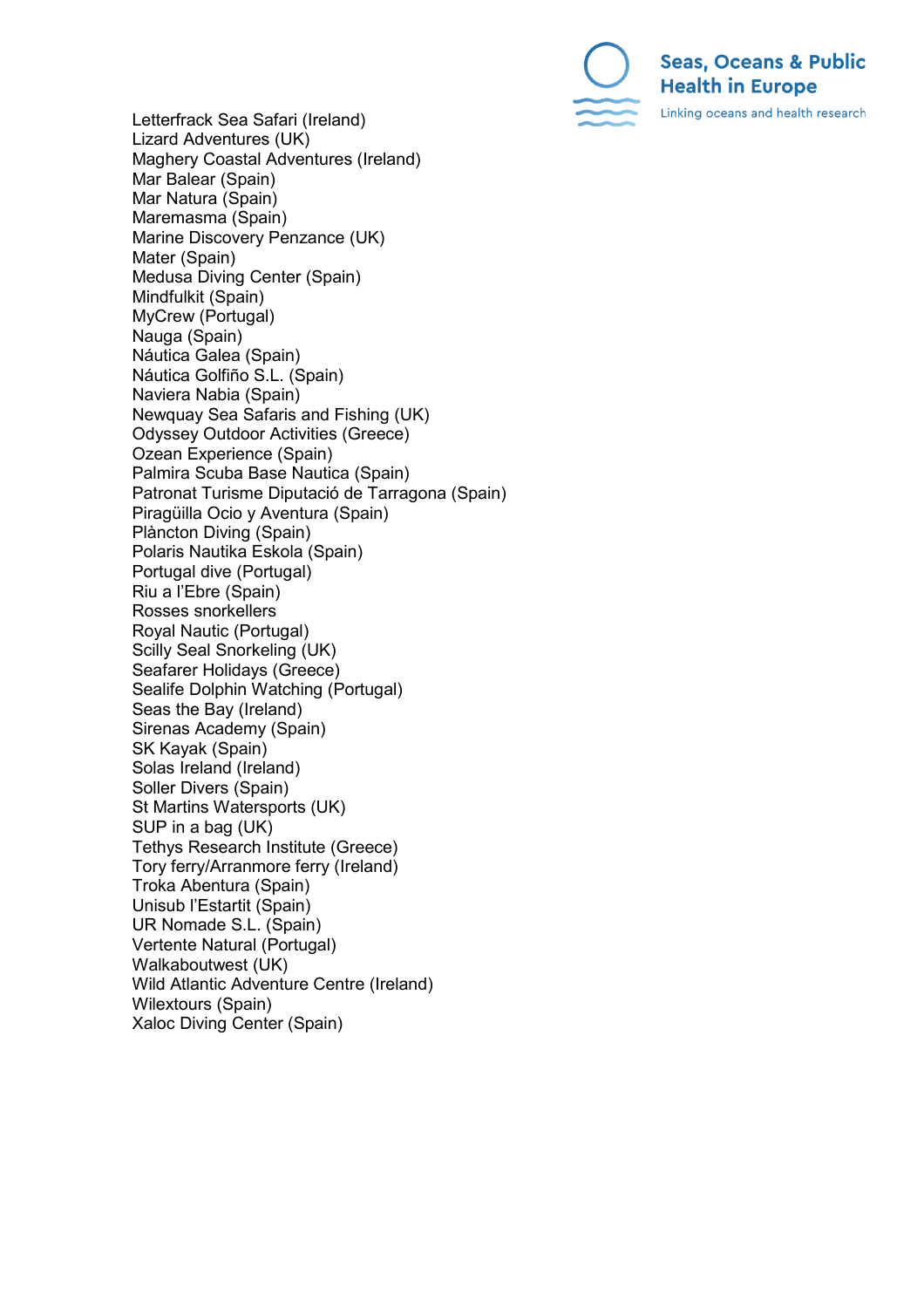Letterfrack Sea Safari (Ireland)
Lizard Adventures (UK)
Maghery Coastal Adventures (Ireland)
Mar Balear (Spain)
Mar Natura (Spain)
Maremasma (Spain)
Marine Discovery Penzance (UK)
Mater (Spain)
Medusa Diving Center (Spain)
Mindfulkit (Spain)
MyCrew (Portugal)
Nauga (Spain)
Náutica Galea (Spain)
Náutica Golfiño S.L. (Spain)
Naviera Nabia (Spain)
Newquay Sea Safaris and Fishing (UK)
Odyssey Outdoor Activities (Greece)
Ozean Experience (Spain)
Palmira Scuba Base Nautica (Spain)
Patronat Turisme Diputació de Tarragona (Spain)
Piragüilla Ocio y Aventura (Spain)
Plàncton Diving (Spain)
Polaris Nautika Eskola (Spain)
Portugal dive (Portugal)
Riu a l'Ebre (Spain)
Rosses snorkellers
Royal Nautic (Portugal)
Scilly Seal Snorkeling (UK)
Seafarer Holidays (Greece)
Sealife Dolphin Watching (Portugal)
Seas the Bay (Ireland)
Sirenas Academy (Spain)
SK Kayak (Spain)
Solas Ireland (Ireland)
Soller Divers (Spain)
St Martins Watersports (UK)
SUP in a bag (UK)
Tethys Research Institute (Greece)
Tory ferry/Arranmore ferry (Ireland)
Troka Abentura (Spain)
Unisub l'Estartit (Spain)
UR Nomade S.L. (Spain)
Vertente Natural (Portugal)
Walkaboutwest (UK)
Wild Atlantic Adventure Centre (Ireland)
Wilextours (Spain)
Xaloc Diving Center (Spain)